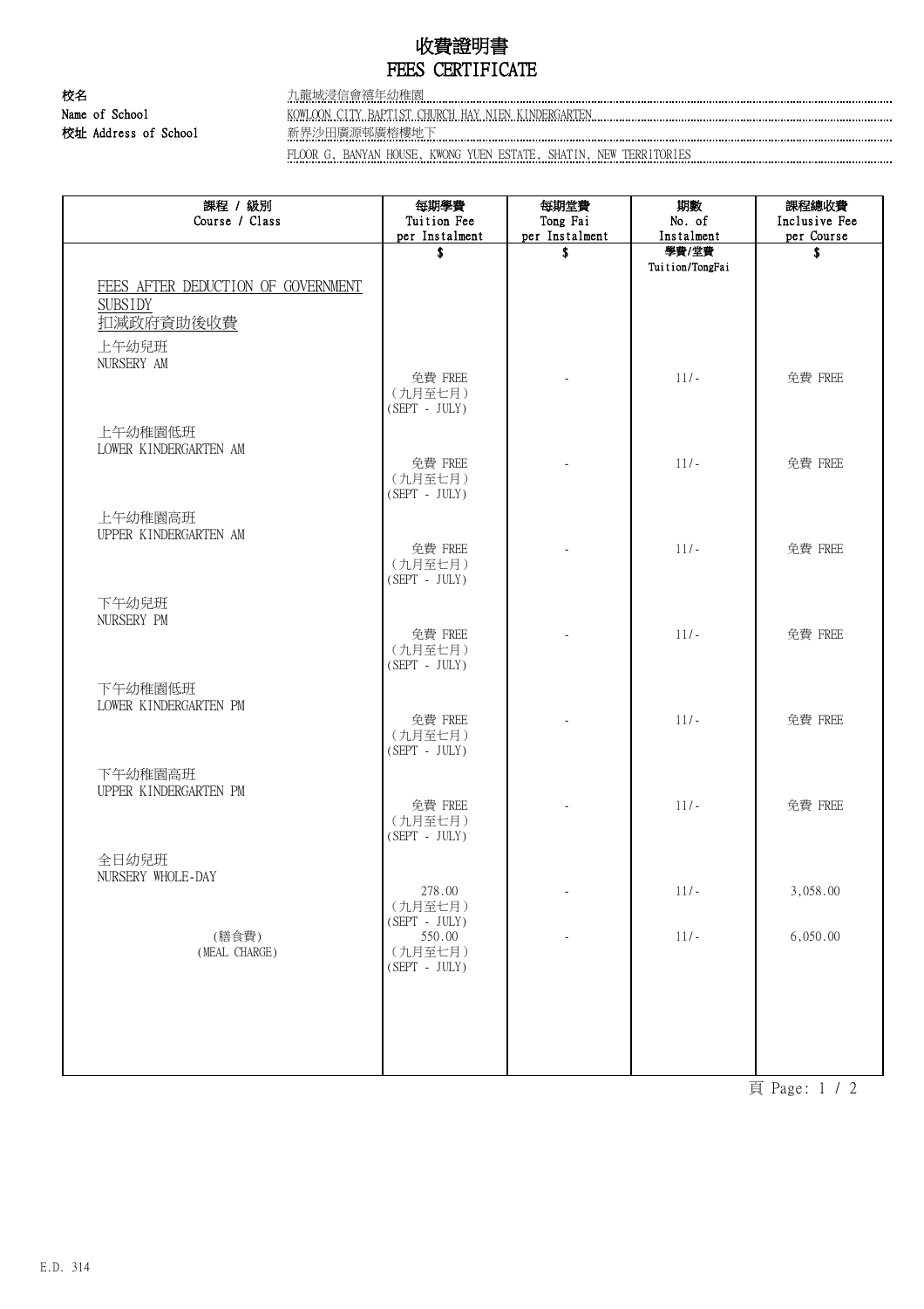# 收費證明書
# FEES CERTIFICATE

**校名** 九龍城浸信會禧年幼稚園
**Name of School** KOWLOON CITY BAPTIST CHURCH HAY NIEN KINDERGARTEN
**校址 Address of School** 新界沙田廣源邨廣榕樓地下
FLOOR G, BANYAN HOUSE, KWONG YUEN ESTATE, SHATIN, NEW TERRITORIES

| 課程 / 級別<br>Course / Class | 每期學費<br>Tuition Fee<br>per Instalment<br>$ | 每期堂費<br>Tong Fai<br>per Instalment<br>$ | 期數<br>No. of<br>Instalment<br>學費/堂費<br>Tuition/TongFai | 課程總收費<br>Inclusive Fee<br>per Course<br>$ |
|---|---|---|---|---|
| FEES AFTER DEDUCTION OF GOVERNMENT SUBSIDY<br>扣減政府資助後收費 | | | | |
| 上午幼兒班<br>NURSERY AM | 免費 FREE<br>（九月至七月）<br>(SEPT - JULY) | - | 11/- | 免費 FREE |
| 上午幼稚園低班<br>LOWER KINDERGARTEN AM | 免費 FREE<br>（九月至七月）<br>(SEPT - JULY) | - | 11/- | 免費 FREE |
| 上午幼稚園高班<br>UPPER KINDERGARTEN AM | 免費 FREE<br>（九月至七月）<br>(SEPT - JULY) | - | 11/- | 免費 FREE |
| 下午幼兒班<br>NURSERY PM | 免費 FREE<br>（九月至七月）<br>(SEPT - JULY) | - | 11/- | 免費 FREE |
| 下午幼稚園低班<br>LOWER KINDERGARTEN PM | 免費 FREE<br>（九月至七月）<br>(SEPT - JULY) | - | 11/- | 免費 FREE |
| 下午幼稚園高班<br>UPPER KINDERGARTEN PM | 免費 FREE<br>（九月至七月）<br>(SEPT - JULY) | - | 11/- | 免費 FREE |
| 全日幼兒班<br>NURSERY WHOLE-DAY | 278.00<br>（九月至七月）<br>(SEPT - JULY) | - | 11/- | 3,058.00 |
| (膳食費)<br>(MEAL CHARGE) | 550.00<br>（九月至七月）<br>(SEPT - JULY) | - | 11/- | 6,050.00 |

E.D. 314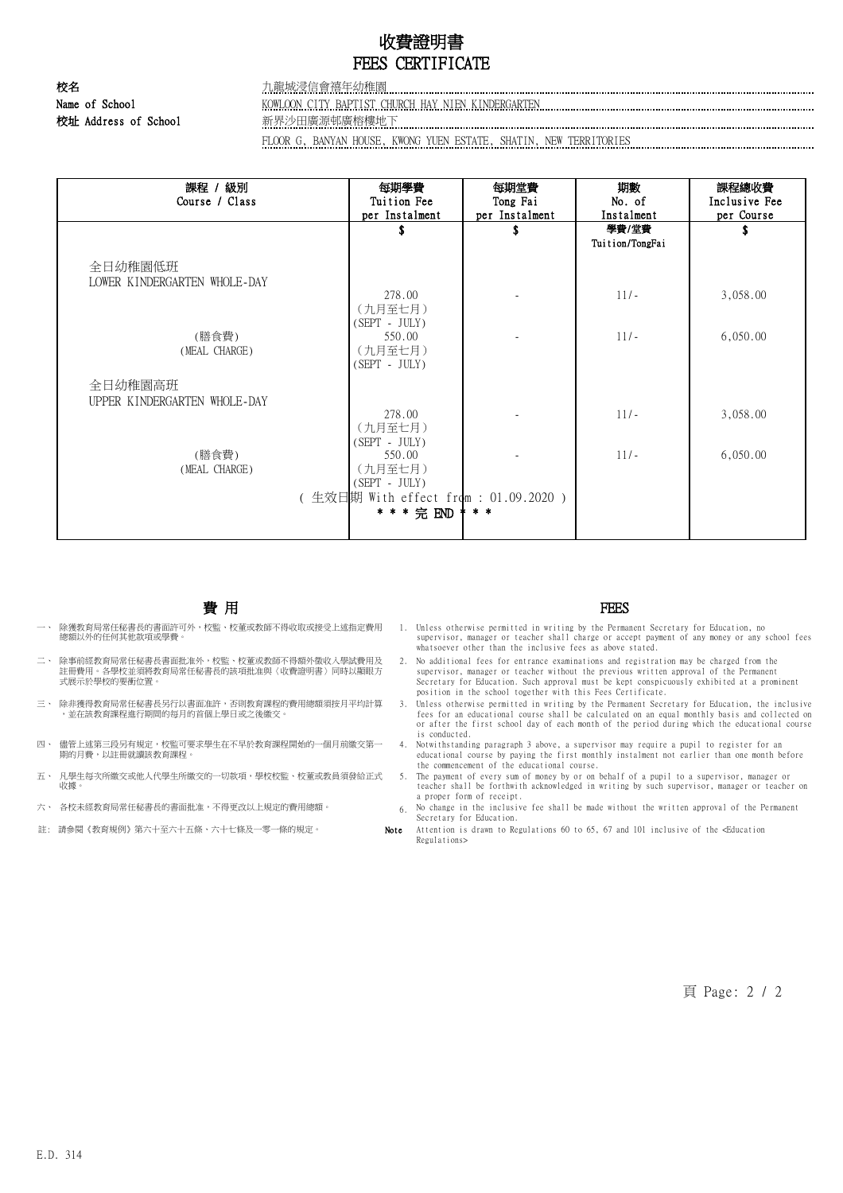# 收費證明書
# FEES CERTIFICATE

**校名** 九龍城浸信會禧年幼稚園
**Name of School** KOWLOON CITY BAPTIST CHURCH HAY NIEN KINDERGARTEN
**校址 Address of School** 新界沙田廣源邨廣榕樓地下
FLOOR G, BANYAN HOUSE, KWONG YUEN ESTATE, SHATIN, NEW TERRITORIES

| 課程 / 級別<br>Course / Class | 每期學費<br>Tuition Fee<br>per Instalment | 每期堂費<br>Tong Fai<br>per Instalment | 期數<br>No. of<br>Instalment | 課程總收費<br>Inclusive Fee<br>per Course |
|---|---|---|---|---|
| | $ | $ | 學費/堂費<br>Tuition/TongFai | $ |
| 全日幼稚園低班<br>LOWER KINDERGARTEN WHOLE-DAY | | | | |
| | 278.00<br>(九月至七月)<br>(SEPT - JULY) | - | 11/- | 3,058.00 |
| (膳食費)<br>(MEAL CHARGE) | 550.00<br>(九月至七月)<br>(SEPT - JULY) | - | 11/- | 6,050.00 |
| 全日幼稚園高班<br>UPPER KINDERGARTEN WHOLE-DAY | | | | |
| | 278.00<br>(九月至七月)<br>(SEPT - JULY) | - | 11/- | 3,058.00 |
| (膳食費)<br>(MEAL CHARGE) | 550.00<br>(九月至七月)<br>(SEPT - JULY) | - | 11/- | 6,050.00 |
| | ( 生效日期 With effect from : 01.09.2020 ) | | | |
| | * * * 完 END * * * | | | |

## 費 用

一、 除獲教育局常任秘書長的書面許可外，校監、校董或教師不得收取或接受上述指定費用總額以外的任何其他款項或學費。

二、 除事前經教育局常任秘書長書面批准外，校監、校董或教師不得額外徵收入學試費用及註冊費用。各學校並須將教育局常任秘書長的該項批准與〈收費證明書〉同時以顯眼方式展示於學校的要衝位置。

三、 除非獲得教育局常任秘書長另行以書面准許，否則教育課程的費用總額須按月平均計算，並在該教育課程進行期間的每月的首個上學日或之後繳交。

四、 儘管上述第三段另有規定，校監可要求學生在不早於教育課程開始的一個月前繳交第一期的月費，以註冊就讀該教育課程。

五、 凡學生每次所繳交或他人代學生所繳交的一切款項，學校校監、校董或教員須發給正式收據。

六、 各校未經教育局常任秘書長的書面批准，不得更改以上規定的費用總額。

註: 請參閱《教育規例》第六十至六十五條、六十七條及一零一條的規定。

## FEES

1. Unless otherwise permitted in writing by the Permanent Secretary for Education, no supervisor, manager or teacher shall charge or accept payment of any money or any school fees whatsoever other than the inclusive fees as above stated.
2. No additional fees for entrance examinations and registration may be charged from the supervisor, manager or teacher without the previous written approval of the Permanent Secretary for Education. Such approval must be kept conspicuously exhibited at a prominent position in the school together with this Fees Certificate.
3. Unless otherwise permitted in writing by the Permanent Secretary for Education, the inclusive fees for an educational course shall be calculated on an equal monthly basis and collected on or after the first school day of each month of the period during which the educational course is conducted.
4. Notwithstanding paragraph 3 above, a supervisor may require a pupil to register for an educational course by paying the first monthly instalment not earlier than one month before the commencement of the educational course.
5. The payment of every sum of money by or on behalf of a pupil to a supervisor, manager or teacher shall be forthwith acknowledged in writing by such supervisor, manager or teacher on a proper form of receipt.
6. No change in the inclusive fee shall be made without the written approval of the Permanent Secretary for Education.

**Note** Attention is drawn to Regulations 60 to 65, 67 and 101 inclusive of the <Education Regulations>

E.D. 314